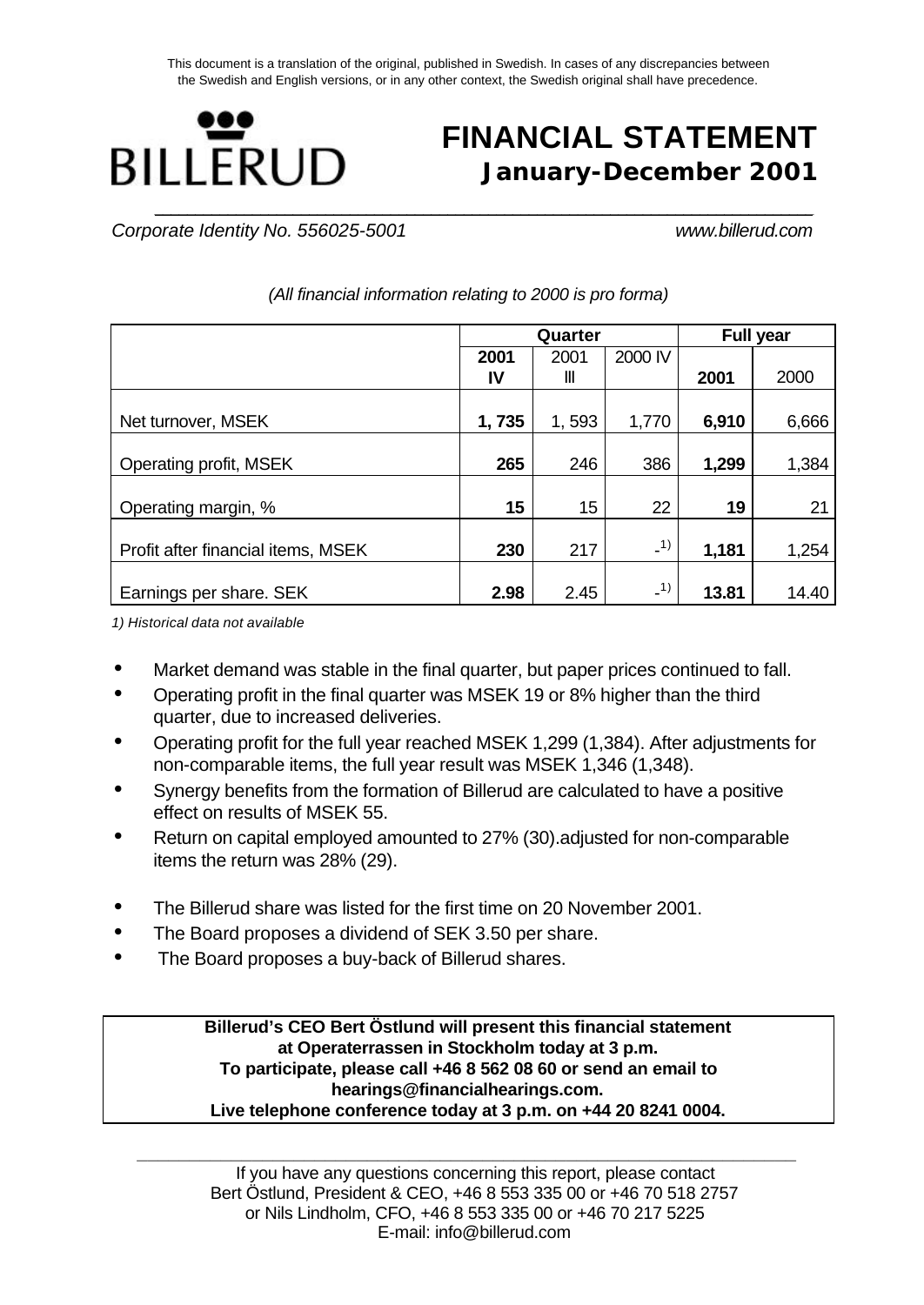This document is a translation of the original, published in Swedish. In cases of any discrepancies between the Swedish and English versions, or in any other context, the Swedish original shall have precedence.

BILLERUD

# FINANCIAL STATEMENT
## January-December 2001

*Corporate Identity No. 556025-5001* *www.billerud.com*

*(All financial information relating to 2000 is pro forma)*

| | Quarter | | | Full year | |
|---|---|---|---|---|---|
| | **2001 IV** | 2001 III | 2000 IV | **2001** | 2000 |
| Net turnover, MSEK | **1, 735** | 1, 593 | 1,770 | **6,910** | 6,666 |
| Operating profit, MSEK | **265** | 246 | 386 | **1,299** | 1,384 |
| Operating margin, % | **15** | 15 | 22 | **19** | 21 |
| Profit after financial items, MSEK | **230** | 217 | -[1)] | **1,181** | 1,254 |
| Earnings per share. SEK | **2.98** | 2.45 | -[1)] | **13.81** | 14.40 |

*1) Historical data not available*

- Market demand was stable in the final quarter, but paper prices continued to fall.
- Operating profit in the final quarter was MSEK 19 or 8% higher than the third quarter, due to increased deliveries.
- Operating profit for the full year reached MSEK 1,299 (1,384). After adjustments for non-comparable items, the full year result was MSEK 1,346 (1,348).
- Synergy benefits from the formation of Billerud are calculated to have a positive effect on results of MSEK 55.
- Return on capital employed amounted to 27% (30).adjusted for non-comparable items the return was 28% (29).

- The Billerud share was listed for the first time on 20 November 2001.
- The Board proposes a dividend of SEK 3.50 per share.
- The Board proposes a buy-back of Billerud shares.

**Billerud's CEO Bert Östlund will present this financial statement at Operaterrassen in Stockholm today at 3 p.m.**
**To participate, please call +46 8 562 08 60 or send an email to hearings@financialhearings.com.**
**Live telephone conference today at 3 p.m. on +44 20 8241 0004.**

If you have any questions concerning this report, please contact
Bert Östlund, President & CEO, +46 8 553 335 00 or +46 70 518 2757
or Nils Lindholm, CFO, +46 8 553 335 00 or +46 70 217 5225
E-mail: info@billerud.com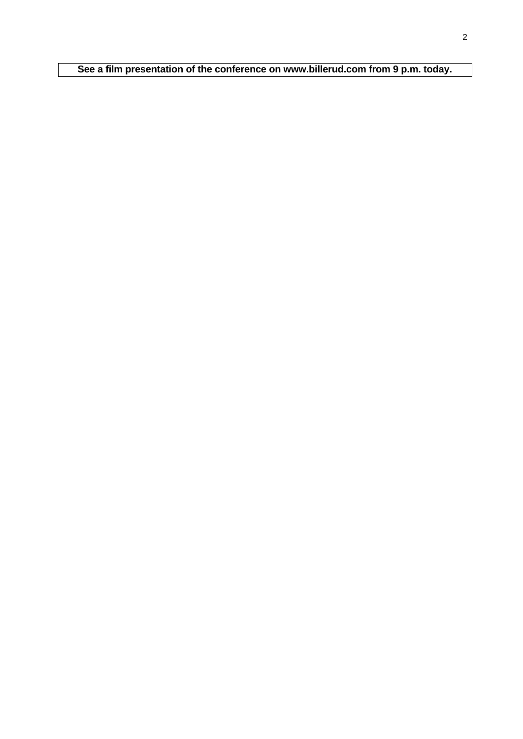**See a film presentation of the conference on www.billerud.com from 9 p.m. today.**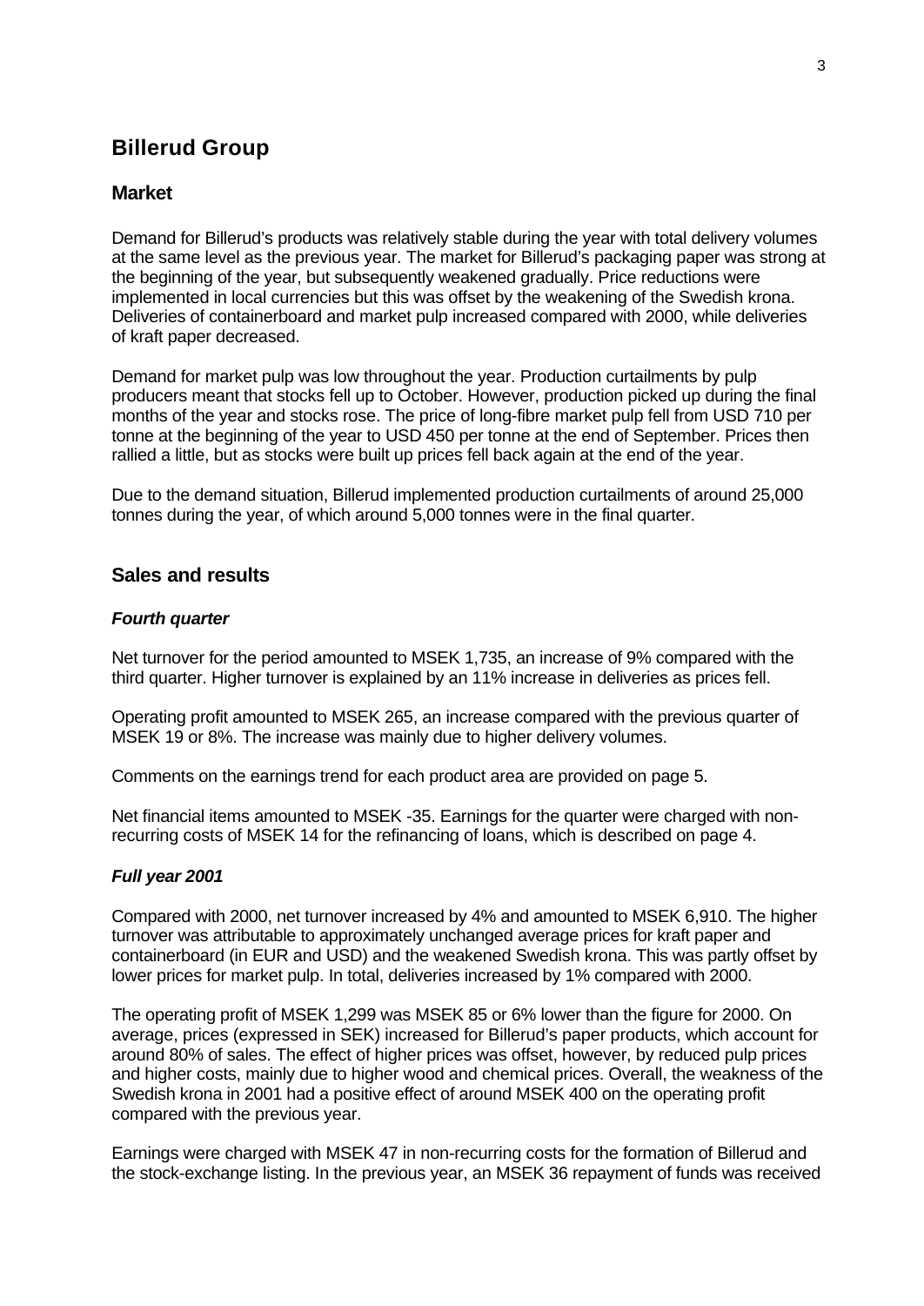# Billerud Group

## Market

Demand for Billerud's products was relatively stable during the year with total delivery volumes at the same level as the previous year. The market for Billerud's packaging paper was strong at the beginning of the year, but subsequently weakened gradually. Price reductions were implemented in local currencies but this was offset by the weakening of the Swedish krona. Deliveries of containerboard and market pulp increased compared with 2000, while deliveries of kraft paper decreased.

Demand for market pulp was low throughout the year. Production curtailments by pulp producers meant that stocks fell up to October. However, production picked up during the final months of the year and stocks rose. The price of long-fibre market pulp fell from USD 710 per tonne at the beginning of the year to USD 450 per tonne at the end of September. Prices then rallied a little, but as stocks were built up prices fell back again at the end of the year.

Due to the demand situation, Billerud implemented production curtailments of around 25,000 tonnes during the year, of which around 5,000 tonnes were in the final quarter.

## Sales and results

### *Fourth quarter*

Net turnover for the period amounted to MSEK 1,735, an increase of 9% compared with the third quarter. Higher turnover is explained by an 11% increase in deliveries as prices fell.

Operating profit amounted to MSEK 265, an increase compared with the previous quarter of MSEK 19 or 8%. The increase was mainly due to higher delivery volumes.

Comments on the earnings trend for each product area are provided on page 5.

Net financial items amounted to MSEK -35. Earnings for the quarter were charged with non-recurring costs of MSEK 14 for the refinancing of loans, which is described on page 4.

### *Full year 2001*

Compared with 2000, net turnover increased by 4% and amounted to MSEK 6,910. The higher turnover was attributable to approximately unchanged average prices for kraft paper and containerboard (in EUR and USD) and the weakened Swedish krona. This was partly offset by lower prices for market pulp. In total, deliveries increased by 1% compared with 2000.

The operating profit of MSEK 1,299 was MSEK 85 or 6% lower than the figure for 2000. On average, prices (expressed in SEK) increased for Billerud's paper products, which account for around 80% of sales. The effect of higher prices was offset, however, by reduced pulp prices and higher costs, mainly due to higher wood and chemical prices. Overall, the weakness of the Swedish krona in 2001 had a positive effect of around MSEK 400 on the operating profit compared with the previous year.

Earnings were charged with MSEK 47 in non-recurring costs for the formation of Billerud and the stock-exchange listing. In the previous year, an MSEK 36 repayment of funds was received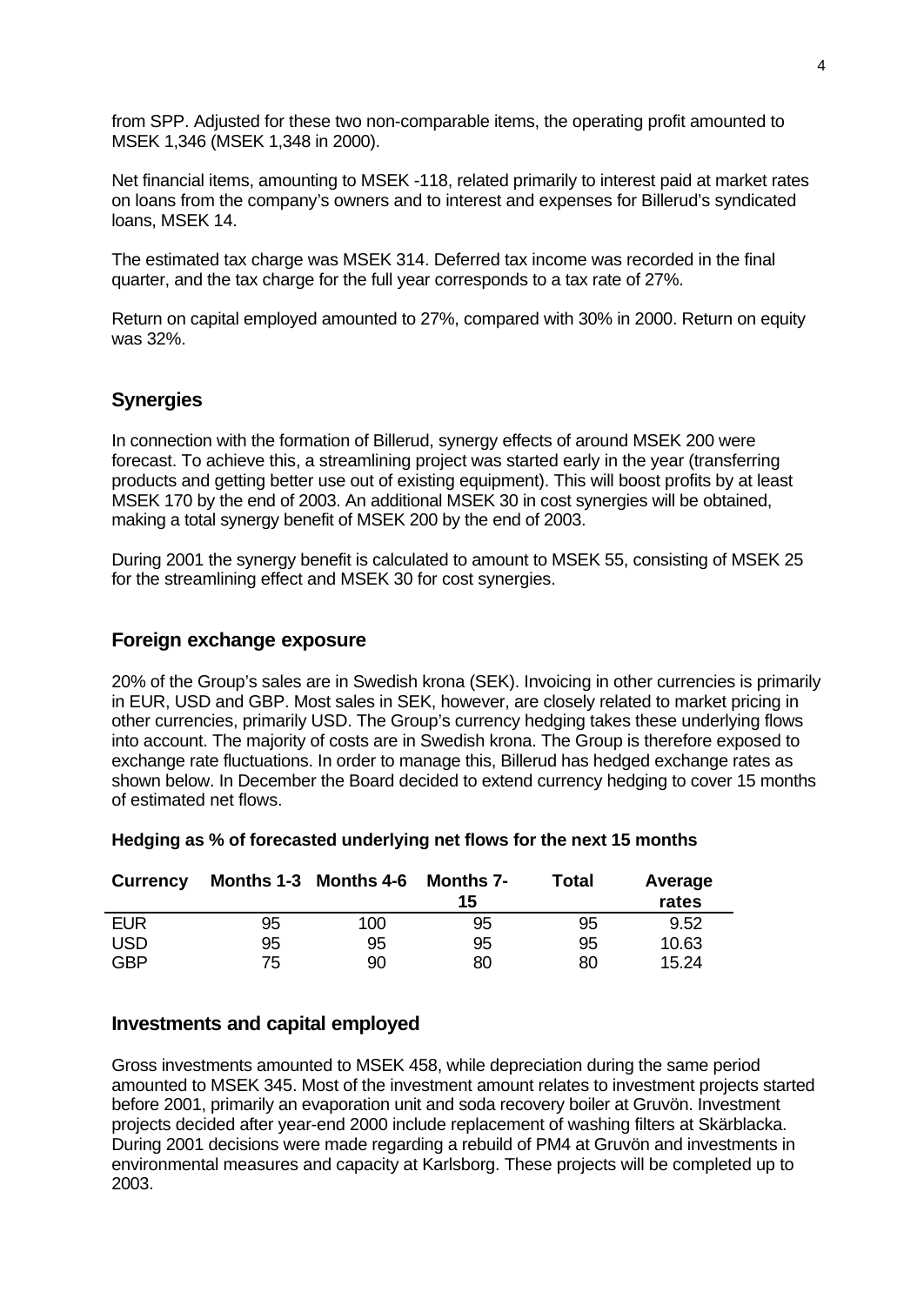from SPP. Adjusted for these two non-comparable items, the operating profit amounted to MSEK 1,346 (MSEK 1,348 in 2000).

Net financial items, amounting to MSEK -118, related primarily to interest paid at market rates on loans from the company's owners and to interest and expenses for Billerud's syndicated loans, MSEK 14.

The estimated tax charge was MSEK 314. Deferred tax income was recorded in the final quarter, and the tax charge for the full year corresponds to a tax rate of 27%.

Return on capital employed amounted to 27%, compared with 30% in 2000. Return on equity was 32%.

## Synergies

In connection with the formation of Billerud, synergy effects of around MSEK 200 were forecast. To achieve this, a streamlining project was started early in the year (transferring products and getting better use out of existing equipment). This will boost profits by at least MSEK 170 by the end of 2003. An additional MSEK 30 in cost synergies will be obtained, making a total synergy benefit of MSEK 200 by the end of 2003.

During 2001 the synergy benefit is calculated to amount to MSEK 55, consisting of MSEK 25 for the streamlining effect and MSEK 30 for cost synergies.

## Foreign exchange exposure

20% of the Group's sales are in Swedish krona (SEK). Invoicing in other currencies is primarily in EUR, USD and GBP. Most sales in SEK, however, are closely related to market pricing in other currencies, primarily USD. The Group's currency hedging takes these underlying flows into account. The majority of costs are in Swedish krona. The Group is therefore exposed to exchange rate fluctuations. In order to manage this, Billerud has hedged exchange rates as shown below. In December the Board decided to extend currency hedging to cover 15 months of estimated net flows.

**Hedging as % of forecasted underlying net flows for the next 15 months**

| Currency | Months 1-3 | Months 4-6 | Months 7-15 | Total | Average rates |
|---|---|---|---|---|---|
| EUR | 95 | 100 | 95 | 95 | 9.52 |
| USD | 95 | 95 | 95 | 95 | 10.63 |
| GBP | 75 | 90 | 80 | 80 | 15.24 |

## Investments and capital employed

Gross investments amounted to MSEK 458, while depreciation during the same period amounted to MSEK 345. Most of the investment amount relates to investment projects started before 2001, primarily an evaporation unit and soda recovery boiler at Gruvön. Investment projects decided after year-end 2000 include replacement of washing filters at Skärblacka. During 2001 decisions were made regarding a rebuild of PM4 at Gruvön and investments in environmental measures and capacity at Karlsborg. These projects will be completed up to 2003.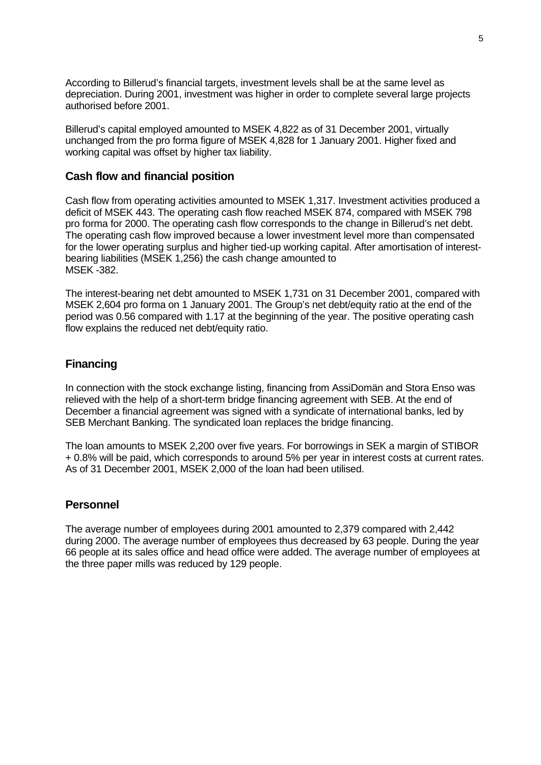According to Billerud's financial targets, investment levels shall be at the same level as depreciation. During 2001, investment was higher in order to complete several large projects authorised before 2001.

Billerud's capital employed amounted to MSEK 4,822 as of 31 December 2001, virtually unchanged from the pro forma figure of MSEK 4,828 for 1 January 2001. Higher fixed and working capital was offset by higher tax liability.

## Cash flow and financial position

Cash flow from operating activities amounted to MSEK 1,317. Investment activities produced a deficit of MSEK 443. The operating cash flow reached MSEK 874, compared with MSEK 798 pro forma for 2000. The operating cash flow corresponds to the change in Billerud's net debt. The operating cash flow improved because a lower investment level more than compensated for the lower operating surplus and higher tied-up working capital. After amortisation of interest-bearing liabilities (MSEK 1,256) the cash change amounted to MSEK -382.

The interest-bearing net debt amounted to MSEK 1,731 on 31 December 2001, compared with MSEK 2,604 pro forma on 1 January 2001. The Group's net debt/equity ratio at the end of the period was 0.56 compared with 1.17 at the beginning of the year. The positive operating cash flow explains the reduced net debt/equity ratio.

## Financing

In connection with the stock exchange listing, financing from AssiDomän and Stora Enso was relieved with the help of a short-term bridge financing agreement with SEB. At the end of December a financial agreement was signed with a syndicate of international banks, led by SEB Merchant Banking. The syndicated loan replaces the bridge financing.

The loan amounts to MSEK 2,200 over five years. For borrowings in SEK a margin of STIBOR + 0.8% will be paid, which corresponds to around 5% per year in interest costs at current rates. As of 31 December 2001, MSEK 2,000 of the loan had been utilised.

## Personnel

The average number of employees during 2001 amounted to 2,379 compared with 2,442 during 2000. The average number of employees thus decreased by 63 people. During the year 66 people at its sales office and head office were added. The average number of employees at the three paper mills was reduced by 129 people.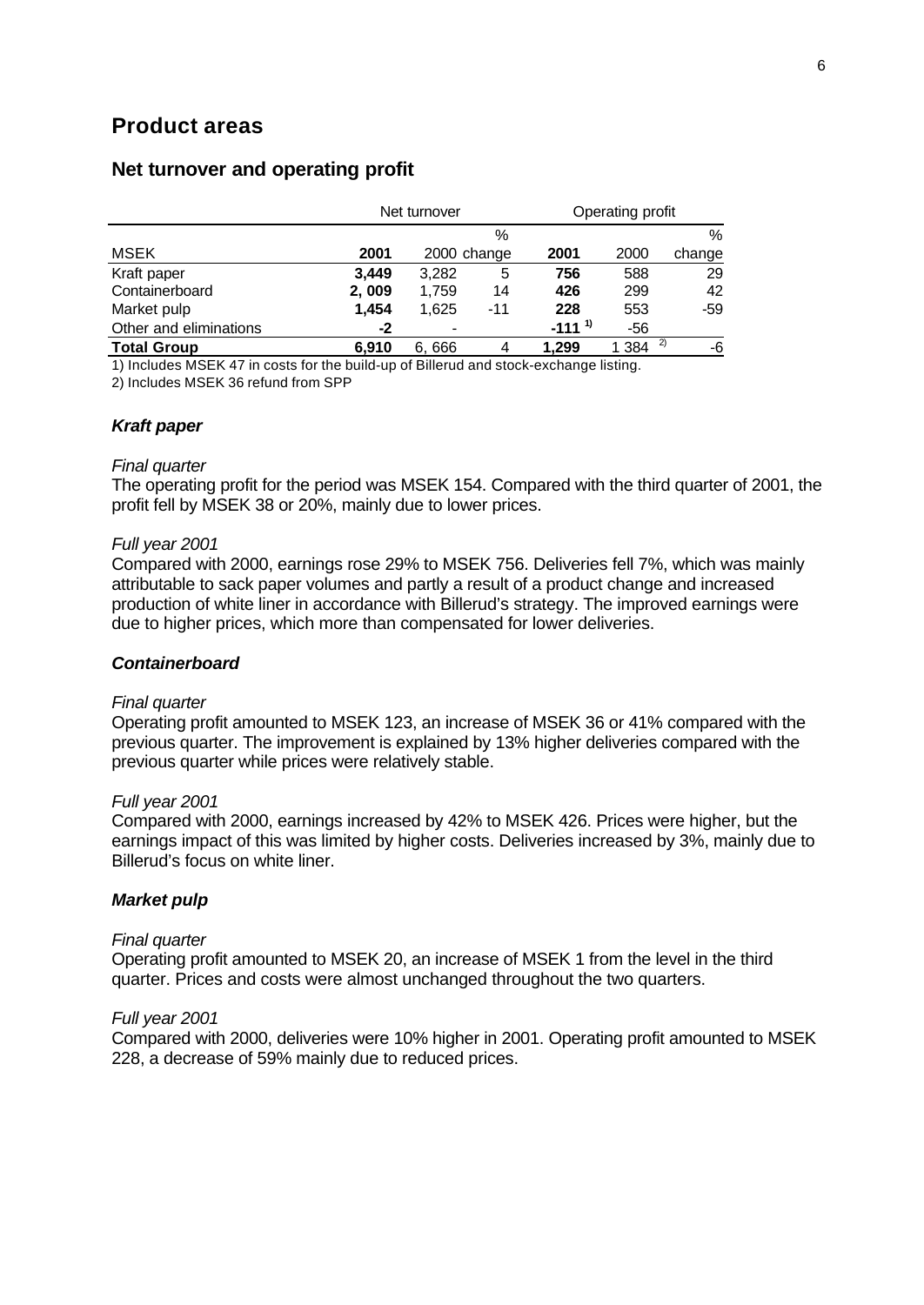## Product areas

### Net turnover and operating profit

| | Net turnover | | | Operating profit | | |
|---|---|---|---|---|---|---|
| MSEK | **2001** | 2000 | % change | **2001** | 2000 | % change |
| Kraft paper | **3,449** | 3,282 | 5 | **756** | 588 | 29 |
| Containerboard | **2, 009** | 1,759 | 14 | **426** | 299 | 42 |
| Market pulp | **1,454** | 1,625 | -11 | **228** | 553 | -59 |
| Other and eliminations | **-2** | - | | **-111** [1] | -56 | |
| **Total Group** | **6,910** | 6, 666 | 4 | **1,299** | 1 384 [2] | -6 |

1) Includes MSEK 47 in costs for the build-up of Billerud and stock-exchange listing.

2) Includes MSEK 36 refund from SPP

#### *Kraft paper*

*Final quarter*

The operating profit for the period was MSEK 154. Compared with the third quarter of 2001, the profit fell by MSEK 38 or 20%, mainly due to lower prices.

*Full year 2001*

Compared with 2000, earnings rose 29% to MSEK 756. Deliveries fell 7%, which was mainly attributable to sack paper volumes and partly a result of a product change and increased production of white liner in accordance with Billerud's strategy. The improved earnings were due to higher prices, which more than compensated for lower deliveries.

#### *Containerboard*

*Final quarter*

Operating profit amounted to MSEK 123, an increase of MSEK 36 or 41% compared with the previous quarter. The improvement is explained by 13% higher deliveries compared with the previous quarter while prices were relatively stable.

*Full year 2001*

Compared with 2000, earnings increased by 42% to MSEK 426. Prices were higher, but the earnings impact of this was limited by higher costs. Deliveries increased by 3%, mainly due to Billerud's focus on white liner.

#### *Market pulp*

*Final quarter*

Operating profit amounted to MSEK 20, an increase of MSEK 1 from the level in the third quarter. Prices and costs were almost unchanged throughout the two quarters.

*Full year 2001*

Compared with 2000, deliveries were 10% higher in 2001. Operating profit amounted to MSEK 228, a decrease of 59% mainly due to reduced prices.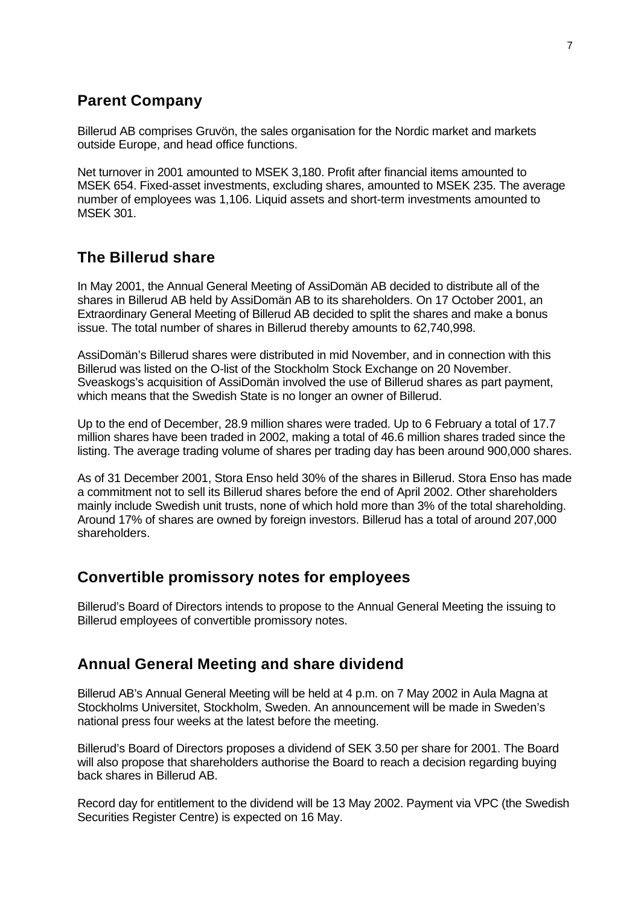## Parent Company

Billerud AB comprises Gruvön, the sales organisation for the Nordic market and markets outside Europe, and head office functions.

Net turnover in 2001 amounted to MSEK 3,180. Profit after financial items amounted to MSEK 654. Fixed-asset investments, excluding shares, amounted to MSEK 235. The average number of employees was 1,106. Liquid assets and short-term investments amounted to MSEK 301.

## The Billerud share

In May 2001, the Annual General Meeting of AssiDomän AB decided to distribute all of the shares in Billerud AB held by AssiDomän AB to its shareholders. On 17 October 2001, an Extraordinary General Meeting of Billerud AB decided to split the shares and make a bonus issue. The total number of shares in Billerud thereby amounts to 62,740,998.

AssiDomän's Billerud shares were distributed in mid November, and in connection with this Billerud was listed on the O-list of the Stockholm Stock Exchange on 20 November. Sveaskogs's acquisition of AssiDomän involved the use of Billerud shares as part payment, which means that the Swedish State is no longer an owner of Billerud.

Up to the end of December, 28.9 million shares were traded. Up to 6 February a total of 17.7 million shares have been traded in 2002, making a total of 46.6 million shares traded since the listing. The average trading volume of shares per trading day has been around 900,000 shares.

As of 31 December 2001, Stora Enso held 30% of the shares in Billerud. Stora Enso has made a commitment not to sell its Billerud shares before the end of April 2002. Other shareholders mainly include Swedish unit trusts, none of which hold more than 3% of the total shareholding. Around 17% of shares are owned by foreign investors. Billerud has a total of around 207,000 shareholders.

## Convertible promissory notes for employees

Billerud's Board of Directors intends to propose to the Annual General Meeting the issuing to Billerud employees of convertible promissory notes.

## Annual General Meeting and share dividend

Billerud AB's Annual General Meeting will be held at 4 p.m. on 7 May 2002 in Aula Magna at Stockholms Universitet, Stockholm, Sweden. An announcement will be made in Sweden's national press four weeks at the latest before the meeting.

Billerud's Board of Directors proposes a dividend of SEK 3.50 per share for 2001. The Board will also propose that shareholders authorise the Board to reach a decision regarding buying back shares in Billerud AB.

Record day for entitlement to the dividend will be 13 May 2002. Payment via VPC (the Swedish Securities Register Centre) is expected on 16 May.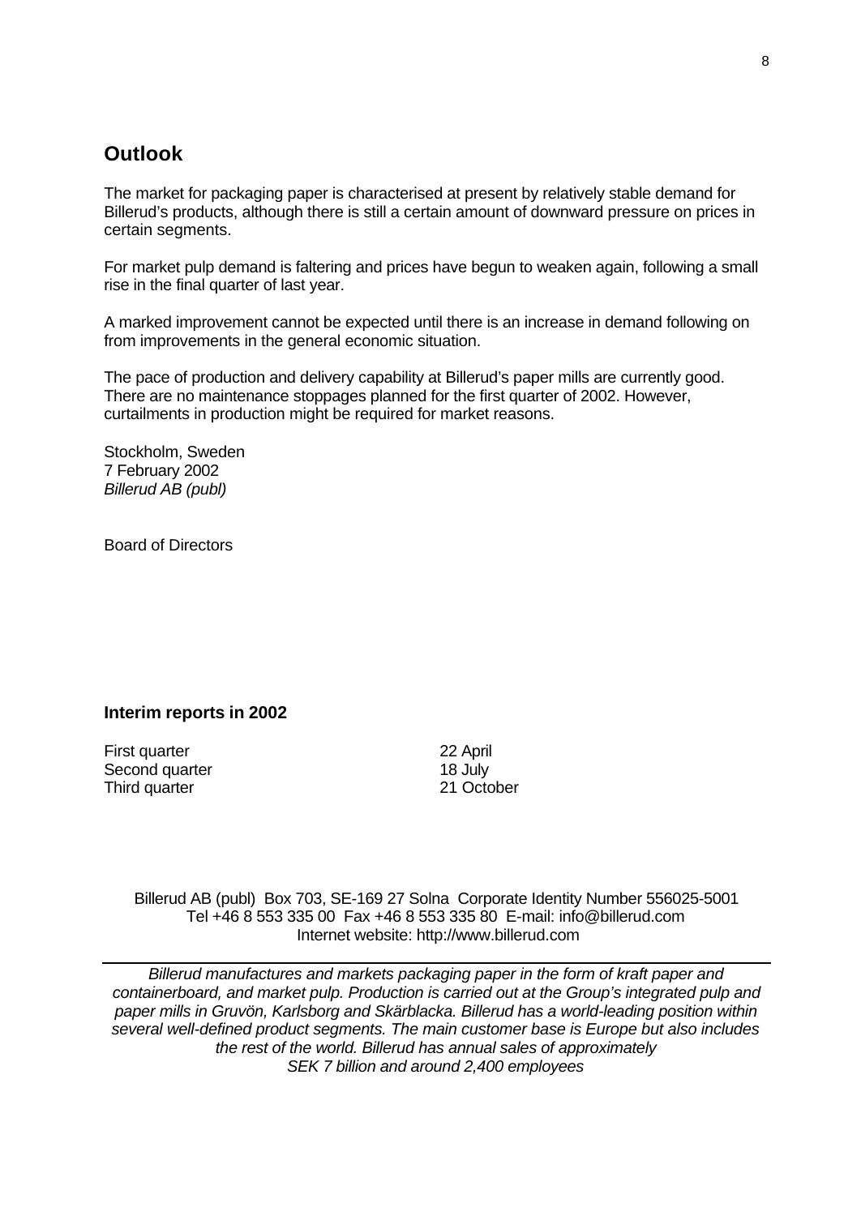## Outlook

The market for packaging paper is characterised at present by relatively stable demand for Billerud's products, although there is still a certain amount of downward pressure on prices in certain segments.

For market pulp demand is faltering and prices have begun to weaken again, following a small rise in the final quarter of last year.

A marked improvement cannot be expected until there is an increase in demand following on from improvements in the general economic situation.

The pace of production and delivery capability at Billerud's paper mills are currently good. There are no maintenance stoppages planned for the first quarter of 2002. However, curtailments in production might be required for market reasons.

Stockholm, Sweden
7 February 2002
*Billerud AB (publ)*

Board of Directors

### Interim reports in 2002

| | |
|---|---|
| First quarter | 22 April |
| Second quarter | 18 July |
| Third quarter | 21 October |

Billerud AB (publ) Box 703, SE-169 27 Solna Corporate Identity Number 556025-5001
Tel +46 8 553 335 00 Fax +46 8 553 335 80 E-mail: info@billerud.com
Internet website: http://www.billerud.com

---

*Billerud manufactures and markets packaging paper in the form of kraft paper and containerboard, and market pulp. Production is carried out at the Group's integrated pulp and paper mills in Gruvön, Karlsborg and Skärblacka. Billerud has a world-leading position within several well-defined product segments. The main customer base is Europe but also includes the rest of the world. Billerud has annual sales of approximately SEK 7 billion and around 2,400 employees*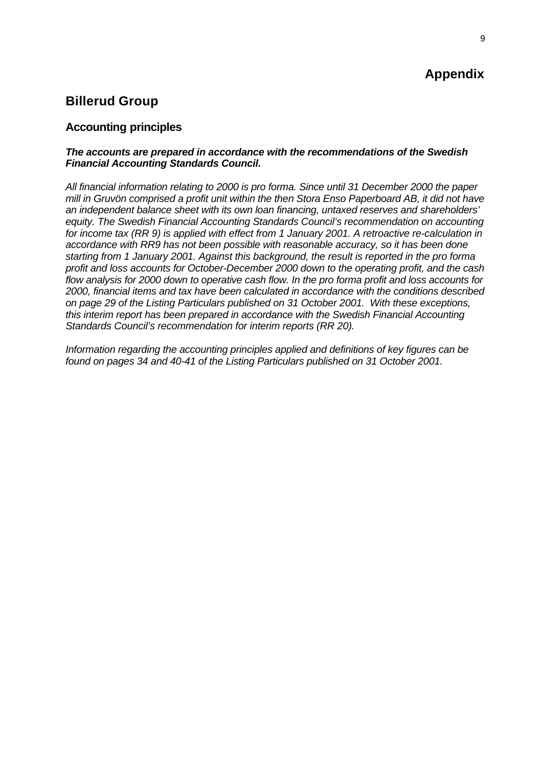## Appendix

# Billerud Group

### Accounting principles

***The accounts are prepared in accordance with the recommendations of the Swedish Financial Accounting Standards Council.***

*All financial information relating to 2000 is pro forma. Since until 31 December 2000 the paper mill in Gruvön comprised a profit unit within the then Stora Enso Paperboard AB, it did not have an independent balance sheet with its own loan financing, untaxed reserves and shareholders' equity. The Swedish Financial Accounting Standards Council's recommendation on accounting for income tax (RR 9) is applied with effect from 1 January 2001. A retroactive re-calculation in accordance with RR9 has not been possible with reasonable accuracy, so it has been done starting from 1 January 2001. Against this background, the result is reported in the pro forma profit and loss accounts for October-December 2000 down to the operating profit, and the cash flow analysis for 2000 down to operative cash flow. In the pro forma profit and loss accounts for 2000, financial items and tax have been calculated in accordance with the conditions described on page 29 of the Listing Particulars published on 31 October 2001. With these exceptions, this interim report has been prepared in accordance with the Swedish Financial Accounting Standards Council's recommendation for interim reports (RR 20).*

*Information regarding the accounting principles applied and definitions of key figures can be found on pages 34 and 40-41 of the Listing Particulars published on 31 October 2001.*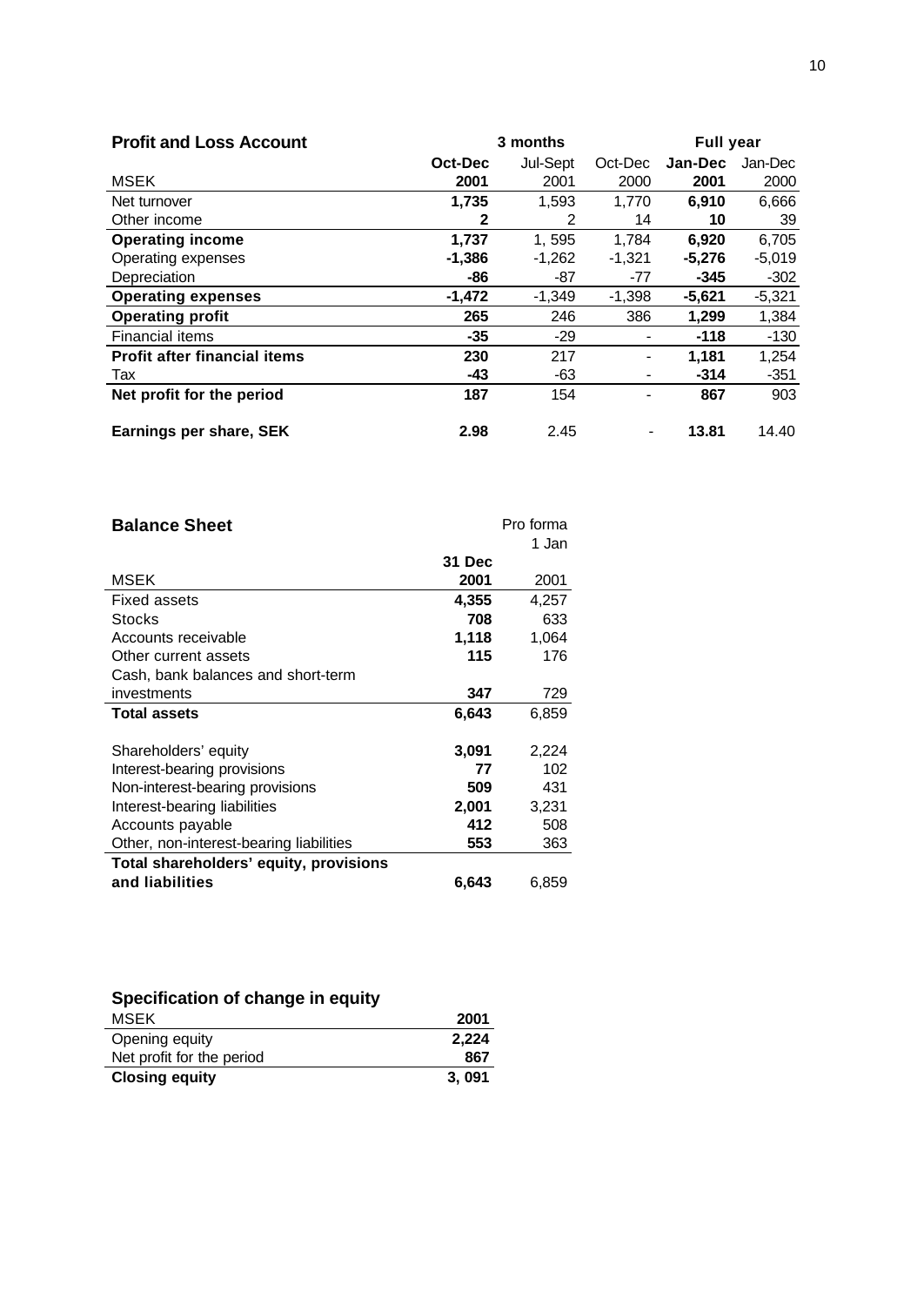## Profit and Loss Account

| MSEK | 3 months Oct-Dec 2001 | Jul-Sept 2001 | Oct-Dec 2000 | Full year Jan-Dec 2001 | Jan-Dec 2000 |
|---|---|---|---|---|---|
| Net turnover | **1,735** | 1,593 | 1,770 | **6,910** | 6,666 |
| Other income | **2** | 2 | 14 | **10** | 39 |
| **Operating income** | **1,737** | 1, 595 | 1,784 | **6,920** | 6,705 |
| Operating expenses | **-1,386** | -1,262 | -1,321 | **-5,276** | -5,019 |
| Depreciation | **-86** | -87 | -77 | **-345** | -302 |
| **Operating expenses** | **-1,472** | -1,349 | -1,398 | **-5,621** | -5,321 |
| **Operating profit** | **265** | 246 | 386 | **1,299** | 1,384 |
| Financial items | **-35** | -29 | - | **-118** | -130 |
| **Profit after financial items** | **230** | 217 | - | **1,181** | 1,254 |
| Tax | **-43** | -63 | - | **-314** | -351 |
| **Net profit for the period** | **187** | 154 | - | **867** | 903 |
| | | | | | |
| **Earnings per share, SEK** | **2.98** | 2.45 | - | **13.81** | 14.40 |

## Balance Sheet

| MSEK | 31 Dec 2001 | Pro forma 1 Jan 2001 |
|---|---|---|
| Fixed assets | **4,355** | 4,257 |
| Stocks | **708** | 633 |
| Accounts receivable | **1,118** | 1,064 |
| Other current assets | **115** | 176 |
| Cash, bank balances and short-term investments | **347** | 729 |
| **Total assets** | **6,643** | 6,859 |
| | | |
| Shareholders' equity | **3,091** | 2,224 |
| Interest-bearing provisions | **77** | 102 |
| Non-interest-bearing provisions | **509** | 431 |
| Interest-bearing liabilities | **2,001** | 3,231 |
| Accounts payable | **412** | 508 |
| Other, non-interest-bearing liabilities | **553** | 363 |
| **Total shareholders' equity, provisions and liabilities** | **6,643** | 6,859 |

## Specification of change in equity

| MSEK | 2001 |
|---|---|
| Opening equity | **2,224** |
| Net profit for the period | **867** |
| **Closing equity** | **3, 091** |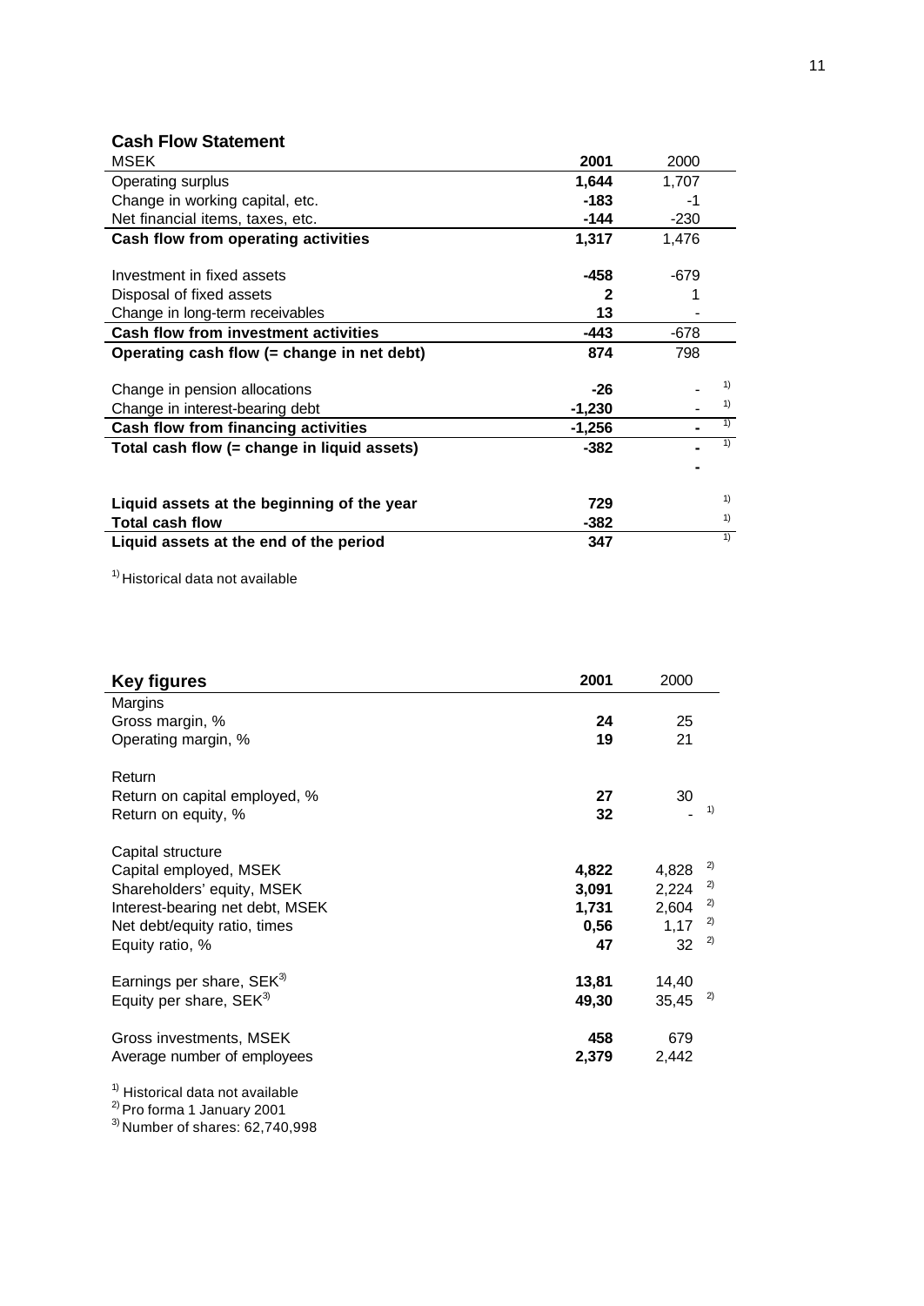## Cash Flow Statement

| MSEK | 2001 | 2000 |
|---|---|---|
| Operating surplus | **1,644** | 1,707 |
| Change in working capital, etc. | **-183** | -1 |
| Net financial items, taxes, etc. | **-144** | -230 |
| **Cash flow from operating activities** | **1,317** | 1,476 |
| | | |
| Investment in fixed assets | **-458** | -679 |
| Disposal of fixed assets | **2** | 1 |
| Change in long-term receivables | **13** | - |
| **Cash flow from investment activities** | **-443** | -678 |
| **Operating cash flow (= change in net debt)** | **874** | 798 |
| | | |
| Change in pension allocations | **-26** | - [1] |
| Change in interest-bearing debt | **-1,230** | - [1] |
| **Cash flow from financing activities** | **-1,256** | **-** [1] |
| **Total cash flow (= change in liquid assets)** | **-382** | **-** [1] |
| | | **-** |
| | | |
| **Liquid assets at the beginning of the year** | **729** | [1] |
| **Total cash flow** | **-382** | [1] |
| **Liquid assets at the end of the period** | **347** | [1] |

[1] Historical data not available

## Key figures

| | 2001 | 2000 |
|---|---|---|
| Margins | | |
| Gross margin, % | **24** | 25 |
| Operating margin, % | **19** | 21 |
| | | |
| Return | | |
| Return on capital employed, % | **27** | 30 |
| Return on equity, % | **32** | - [1] |
| | | |
| Capital structure | | |
| Capital employed, MSEK | **4,822** | 4,828 [2] |
| Shareholders' equity, MSEK | **3,091** | 2,224 [2] |
| Interest-bearing net debt, MSEK | **1,731** | 2,604 [2] |
| Net debt/equity ratio, times | **0,56** | 1,17 [2] |
| Equity ratio, % | **47** | 32 [2] |
| | | |
| Earnings per share, SEK[3] | **13,81** | 14,40 |
| Equity per share, SEK[3] | **49,30** | 35,45 [2] |
| | | |
| Gross investments, MSEK | **458** | 679 |
| Average number of employees | **2,379** | 2,442 |

[1] Historical data not available
[2] Pro forma 1 January 2001
[3] Number of shares: 62,740,998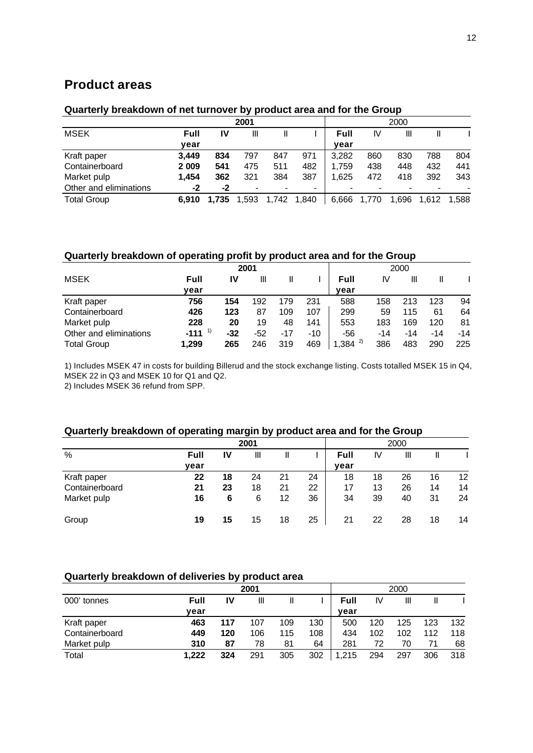## Product areas

### Quarterly breakdown of net turnover by product area and for the Group

| MSEK | 2001 | | | | | 2000 | | | | |
|---|---|---|---|---|---|---|---|---|---|---|
| | **Full year** | **IV** | III | II | I | **Full year** | IV | III | II | I |
| Kraft paper | **3,449** | **834** | 797 | 847 | 971 | 3,282 | 860 | 830 | 788 | 804 |
| Containerboard | **2 009** | **541** | 475 | 511 | 482 | 1,759 | 438 | 448 | 432 | 441 |
| Market pulp | **1,454** | **362** | 321 | 384 | 387 | 1,625 | 472 | 418 | 392 | 343 |
| Other and eliminations | **-2** | **-2** | - | - | - | - | - | - | - | - |
| Total Group | **6,910** | **1,735** | 1,593 | 1,742 | 1,840 | 6,666 | 1,770 | 1,696 | 1,612 | 1,588 |

### Quarterly breakdown of operating profit by product area and for the Group

| MSEK | 2001 | | | | | 2000 | | | | |
|---|---|---|---|---|---|---|---|---|---|---|
| | **Full year** | **IV** | III | II | I | **Full year** | IV | III | II | I |
| Kraft paper | **756** | **154** | 192 | 179 | 231 | 588 | 158 | 213 | 123 | 94 |
| Containerboard | **426** | **123** | 87 | 109 | 107 | 299 | 59 | 115 | 61 | 64 |
| Market pulp | **228** | **20** | 19 | 48 | 141 | 553 | 183 | 169 | 120 | 81 |
| Other and eliminations | **-111** 1) | **-32** | -52 | -17 | -10 | -56 | -14 | -14 | -14 | -14 |
| Total Group | **1,299** | **265** | 246 | 319 | 469 | 1,384 2) | 386 | 483 | 290 | 225 |

1) Includes MSEK 47 in costs for building Billerud and the stock exchange listing. Costs totalled MSEK 15 in Q4, MSEK 22 in Q3 and MSEK 10 for Q1 and Q2.
2) Includes MSEK 36 refund from SPP.

### Quarterly breakdown of operating margin by product area and for the Group

| % | 2001 | | | | | 2000 | | | | |
|---|---|---|---|---|---|---|---|---|---|---|
| | **Full year** | **IV** | III | II | I | **Full year** | IV | III | II | I |
| Kraft paper | **22** | **18** | 24 | 21 | 24 | 18 | 18 | 26 | 16 | 12 |
| Containerboard | **21** | **23** | 18 | 21 | 22 | 17 | 13 | 26 | 14 | 14 |
| Market pulp | **16** | **6** | 6 | 12 | 36 | 34 | 39 | 40 | 31 | 24 |
| Group | **19** | **15** | 15 | 18 | 25 | 21 | 22 | 28 | 18 | 14 |

### Quarterly breakdown of deliveries by product area

| 000' tonnes | 2001 | | | | | 2000 | | | | |
|---|---|---|---|---|---|---|---|---|---|---|
| | **Full year** | **IV** | III | II | I | **Full year** | IV | III | II | I |
| Kraft paper | **463** | **117** | 107 | 109 | 130 | 500 | 120 | 125 | 123 | 132 |
| Containerboard | **449** | **120** | 106 | 115 | 108 | 434 | 102 | 102 | 112 | 118 |
| Market pulp | **310** | **87** | 78 | 81 | 64 | 281 | 72 | 70 | 71 | 68 |
| Total | **1,222** | **324** | 291 | 305 | 302 | 1,215 | 294 | 297 | 306 | 318 |